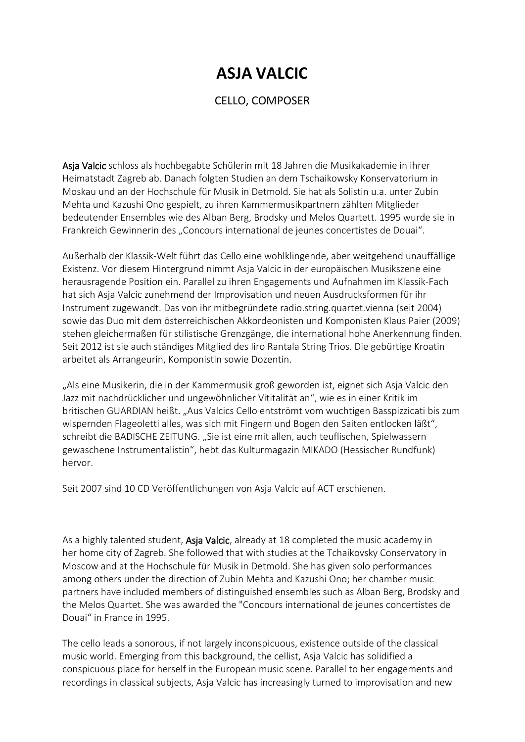# ASJA VALCIC

CELLO, COMPOSER

Asja Valcic schloss als hochbegabte Schülerin mit 18 Jahren die Musikakademie in ihrer Heimatstadt Zagreb ab. Danach folgten Studien an dem Tschaikowsky Konservatorium in Moskau und an der Hochschule für Musik in Detmold. Sie hat als Solistin u.a. unter Zubin Mehta und Kazushi Ono gespielt, zu ihren Kammermusikpartnern zählten Mitglieder bedeutender Ensembles wie des Alban Berg, Brodsky und Melos Quartett. 1995 wurde sie in Frankreich Gewinnerin des „Concours international de jeunes concertistes de Douai".

Außerhalb der Klassik-Welt führt das Cello eine wohlklingende, aber weitgehend unauffällige Existenz. Vor diesem Hintergrund nimmt Asja Valcic in der europäischen Musikszene eine herausragende Position ein. Parallel zu ihren Engagements und Aufnahmen im Klassik-Fach hat sich Asja Valcic zunehmend der Improvisation und neuen Ausdrucksformen für ihr Instrument zugewandt. Das von ihr mitbegründete radio.string.quartet.vienna (seit 2004) sowie das Duo mit dem österreichischen Akkordeonisten und Komponisten Klaus Paier (2009) stehen gleichermaßen für stilistische Grenzgänge, die international hohe Anerkennung finden. Seit 2012 ist sie auch ständiges Mitglied des Iiro Rantala String Trios. Die gebürtige Kroatin arbeitet als Arrangeurin, Komponistin sowie Dozentin.

„Als eine Musikerin, die in der Kammermusik groß geworden ist, eignet sich Asja Valcic den Jazz mit nachdrücklicher und ungewöhnlicher Vititalität an", wie es in einer Kritik im britischen GUARDIAN heißt. „Aus Valcics Cello entströmt vom wuchtigen Basspizzicati bis zum wispernden Flageoletti alles, was sich mit Fingern und Bogen den Saiten entlocken läßt", schreibt die BADISCHE ZEITUNG. „Sie ist eine mit allen, auch teuflischen, Spielwassern gewaschene Instrumentalistin", hebt das Kulturmagazin MIKADO (Hessischer Rundfunk) hervor.

Seit 2007 sind 10 CD Veröffentlichungen von Asja Valcic auf ACT erschienen.

As a highly talented student, Asja Valcic, already at 18 completed the music academy in her home city of Zagreb. She followed that with studies at the Tchaikovsky Conservatory in Moscow and at the Hochschule für Musik in Detmold. She has given solo performances among others under the direction of Zubin Mehta and Kazushi Ono; her chamber music partners have included members of distinguished ensembles such as Alban Berg, Brodsky and the Melos Quartet. She was awarded the "Concours international de jeunes concertistes de Douai" in France in 1995.

The cello leads a sonorous, if not largely inconspicuous, existence outside of the classical music world. Emerging from this background, the cellist, Asja Valcic has solidified a conspicuous place for herself in the European music scene. Parallel to her engagements and recordings in classical subjects, Asja Valcic has increasingly turned to improvisation and new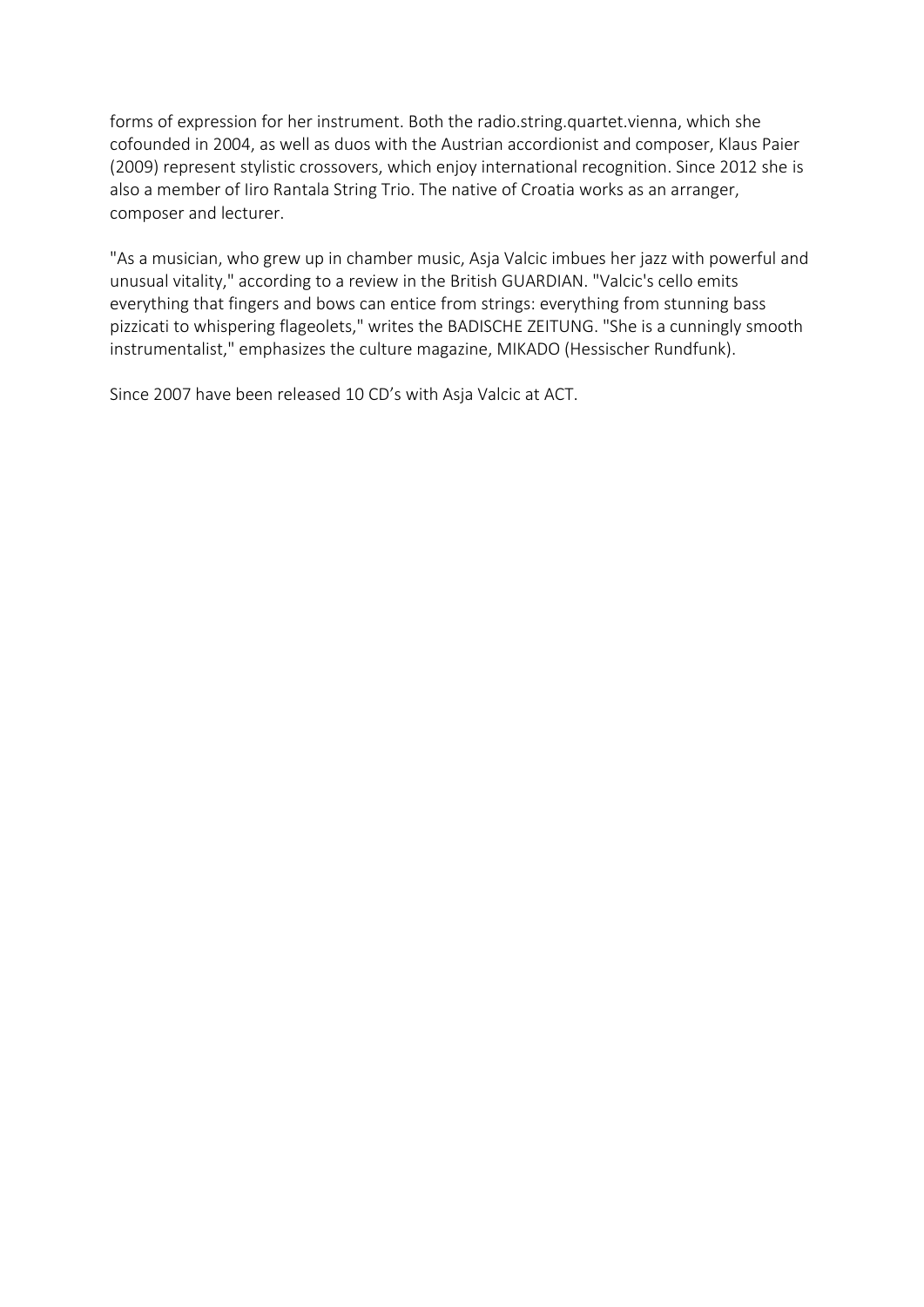forms of expression for her instrument. Both the radio.string.quartet.vienna, which she cofounded in 2004, as well as duos with the Austrian accordionist and composer, Klaus Paier (2009) represent stylistic crossovers, which enjoy international recognition. Since 2012 she is also a member of Iiro Rantala String Trio. The native of Croatia works as an arranger, composer and lecturer.

"As a musician, who grew up in chamber music, Asja Valcic imbues her jazz with powerful and unusual vitality," according to a review in the British GUARDIAN. "Valcic's cello emits everything that fingers and bows can entice from strings: everything from stunning bass pizzicati to whispering flageolets," writes the BADISCHE ZEITUNG. "She is a cunningly smooth instrumentalist," emphasizes the culture magazine, MIKADO (Hessischer Rundfunk).

Since 2007 have been released 10 CD's with Asja Valcic at ACT.